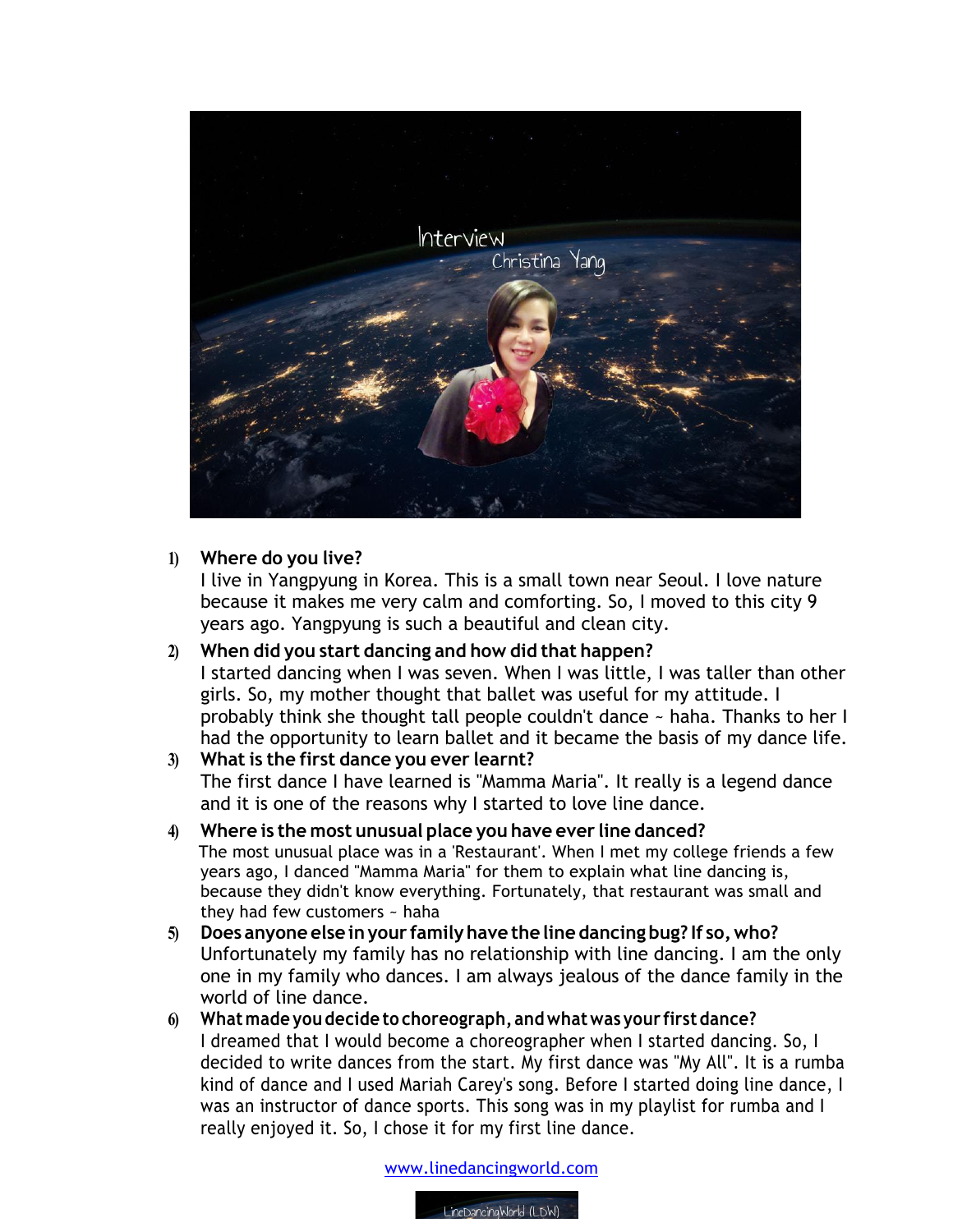Interview
Christina Yang

1) **Where do you live?**
   I live in Yangpyung in Korea. This is a small town near Seoul. I love nature because it makes me very calm and comforting. So, I moved to this city 9 years ago. Yangpyung is such a beautiful and clean city.

2) **When did you start dancing and how did that happen?**
   I started dancing when I was seven. When I was little, I was taller than other girls. So, my mother thought that ballet was useful for my attitude. I probably think she thought tall people couldn't dance ~ haha. Thanks to her I had the opportunity to learn ballet and it became the basis of my dance life.

3) **What is the first dance you ever learnt?**
   The first dance I have learned is "Mamma Maria". It really is a legend dance and it is one of the reasons why I started to love line dance.

4) **Where is the most unusual place you have ever line danced?**
   The most unusual place was in a 'Restaurant'. When I met my college friends a few years ago, I danced "Mamma Maria" for them to explain what line dancing is, because they didn't know everything. Fortunately, that restaurant was small and they had few customers ~ haha

5) **Does anyone else in your family have the line dancing bug? If so, who?**
   Unfortunately my family has no relationship with line dancing. I am the only one in my family who dances. I am always jealous of the dance family in the world of line dance.

6) **What made you decide to choreograph, and what was your first dance?**
   I dreamed that I would become a choreographer when I started dancing. So, I decided to write dances from the start. My first dance was "My All". It is a rumba kind of dance and I used Mariah Carey's song. Before I started doing line dance, I was an instructor of dance sports. This song was in my playlist for rumba and I really enjoyed it. So, I chose it for my first line dance.

www.linedancingworld.com

LineDancingWorld (LDW)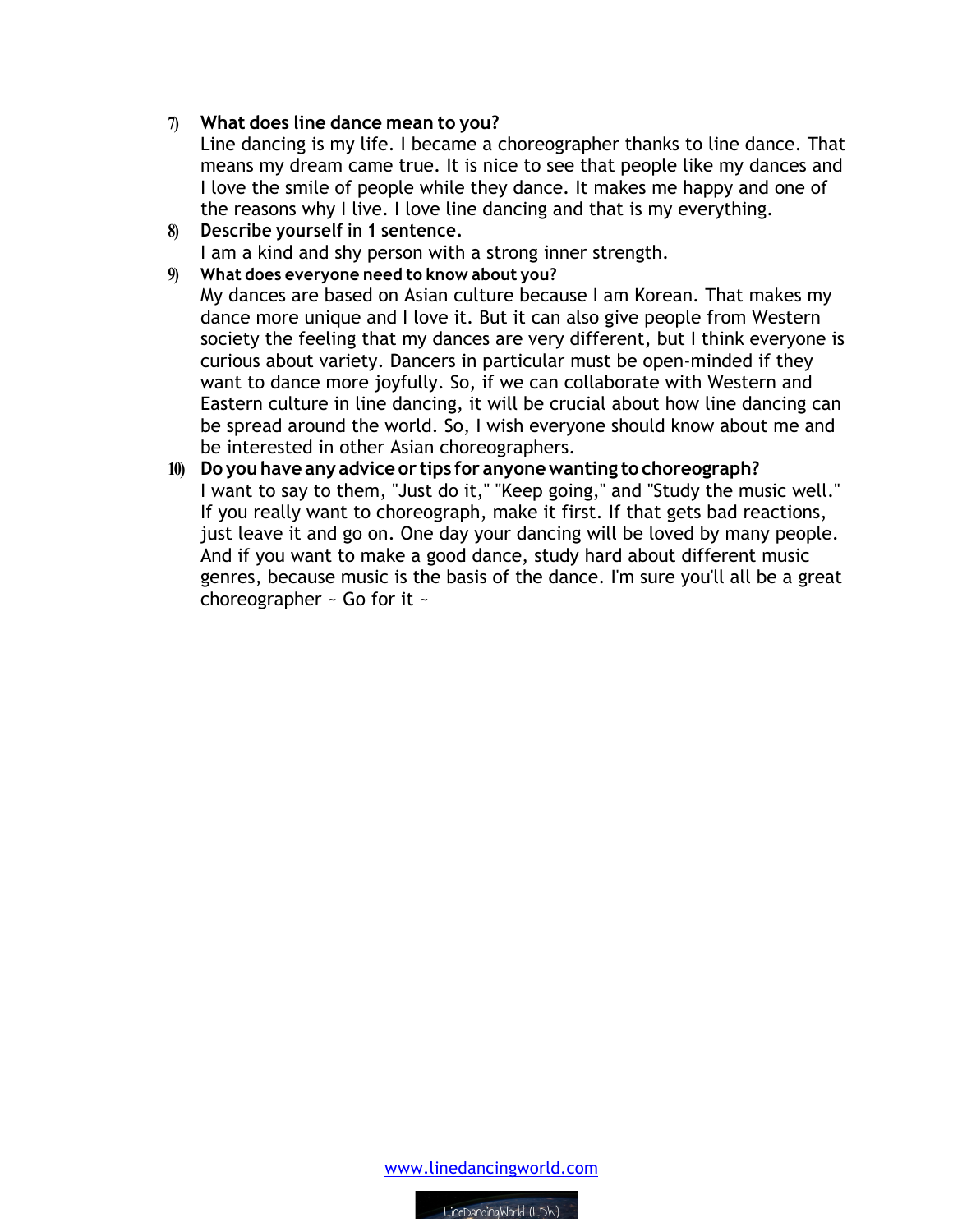7) **What does line dance mean to you?**
Line dancing is my life. I became a choreographer thanks to line dance. That means my dream came true. It is nice to see that people like my dances and I love the smile of people while they dance. It makes me happy and one of the reasons why I live. I love line dancing and that is my everything.

8) **Describe yourself in 1 sentence.**
I am a kind and shy person with a strong inner strength.

9) **What does everyone need to know about you?**
My dances are based on Asian culture because I am Korean. That makes my dance more unique and I love it. But it can also give people from Western society the feeling that my dances are very different, but I think everyone is curious about variety. Dancers in particular must be open-minded if they want to dance more joyfully. So, if we can collaborate with Western and Eastern culture in line dancing, it will be crucial about how line dancing can be spread around the world. So, I wish everyone should know about me and be interested in other Asian choreographers.

10) **Do you have any advice or tips for anyone wanting to choreograph?**
I want to say to them, "Just do it," "Keep going," and "Study the music well." If you really want to choreograph, make it first. If that gets bad reactions, just leave it and go on. One day your dancing will be loved by many people. And if you want to make a good dance, study hard about different music genres, because music is the basis of the dance. I'm sure you'll all be a great choreographer ~ Go for it ~